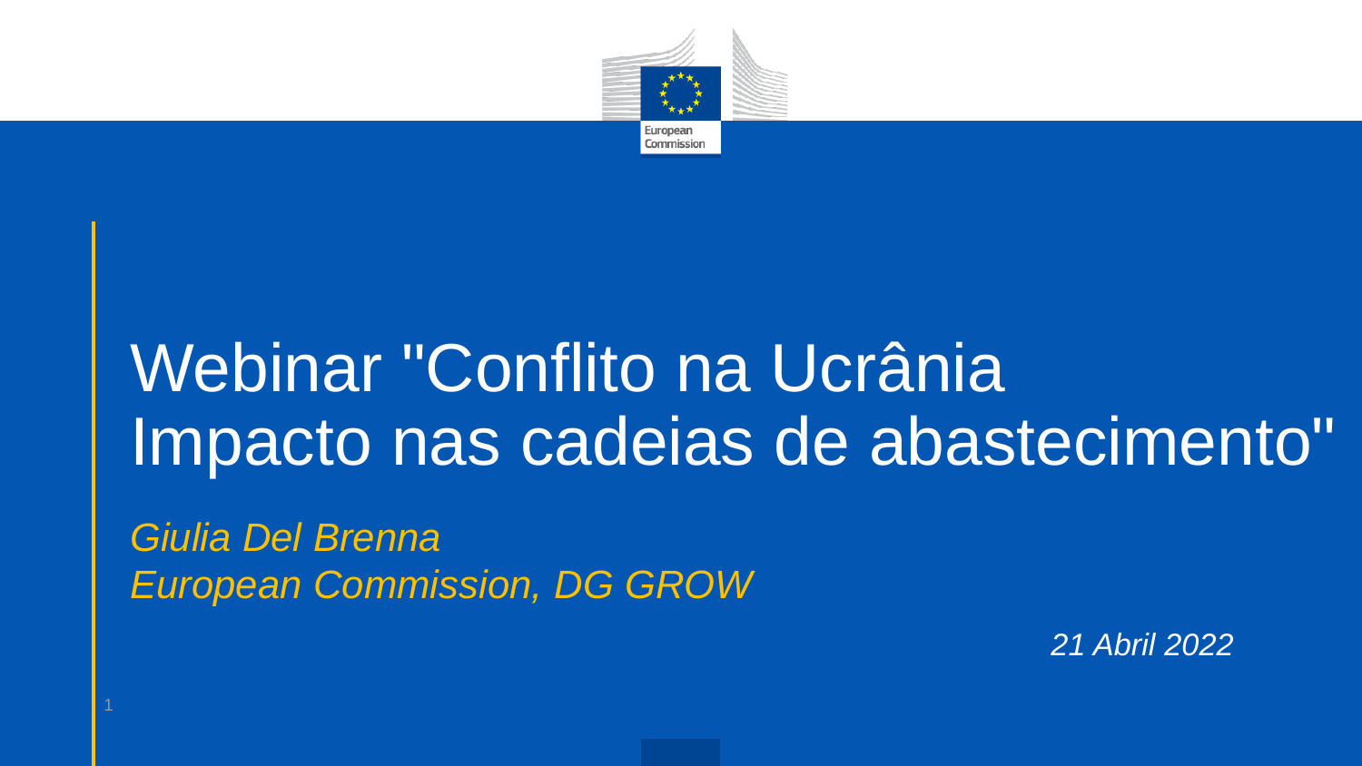# Webinar "Conflito na Ucrânia Impacto nas cadeias de abastecimento"

*Giulia Del Brenna*
*European Commission, DG GROW*

*21 Abril 2022*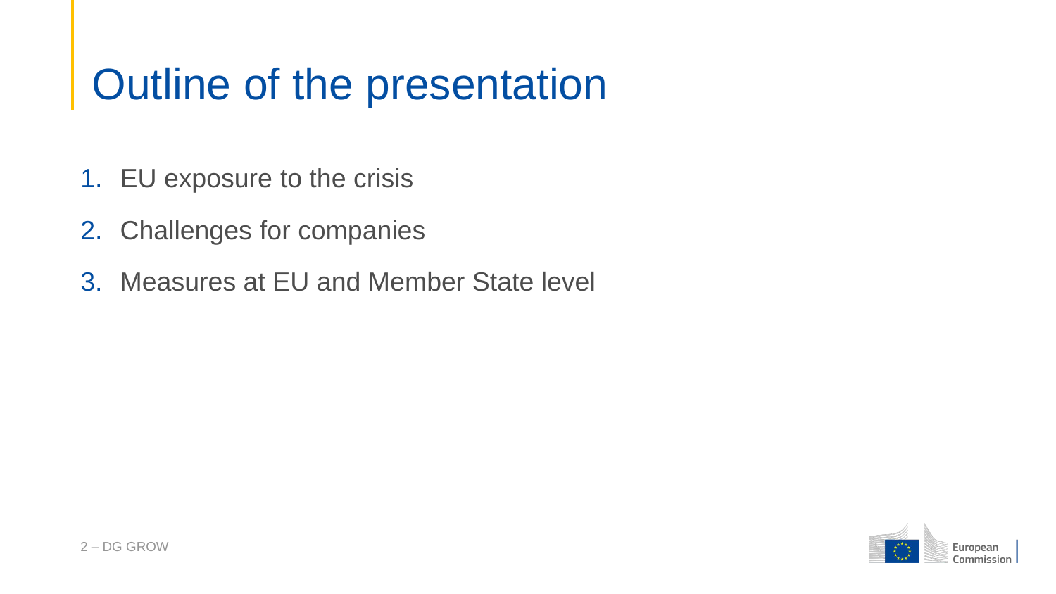# Outline of the presentation

1. EU exposure to the crisis
2. Challenges for companies
3. Measures at EU and Member State level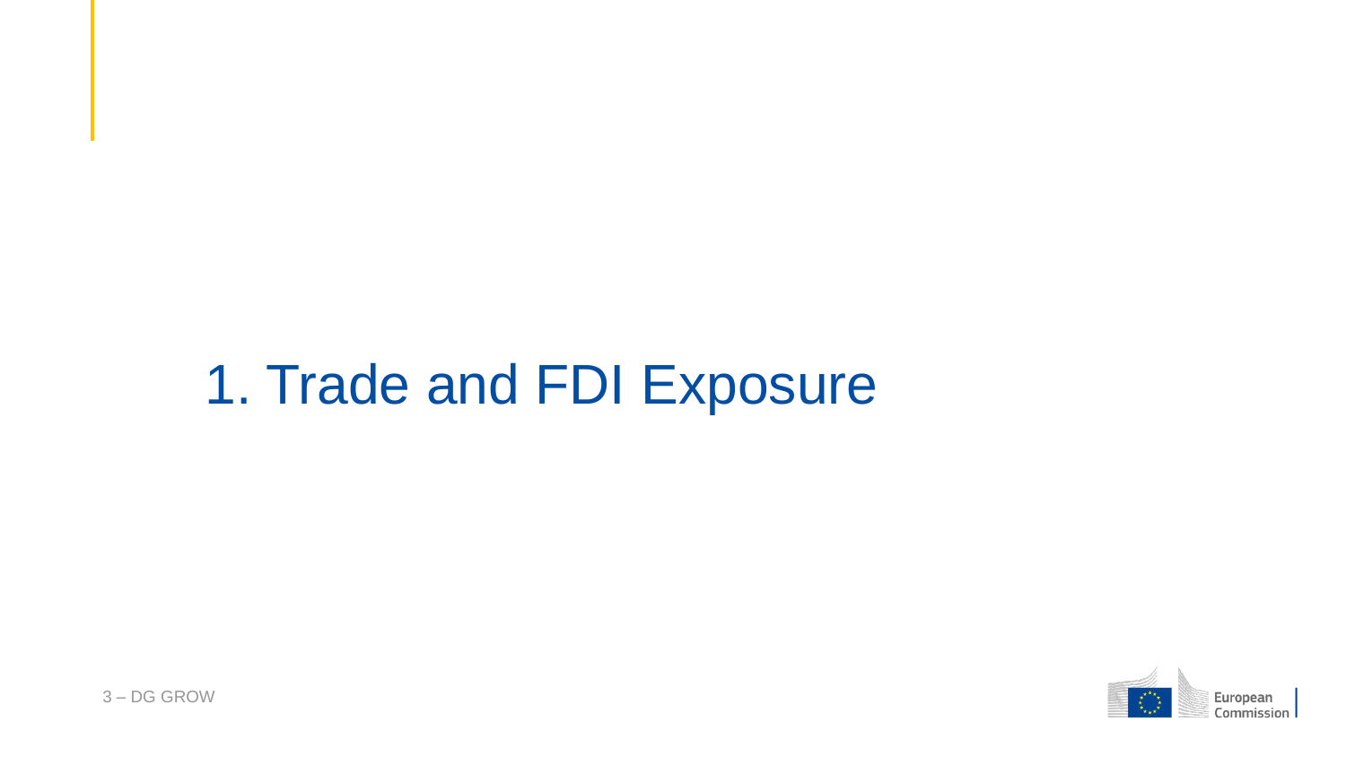# 1. Trade and FDI Exposure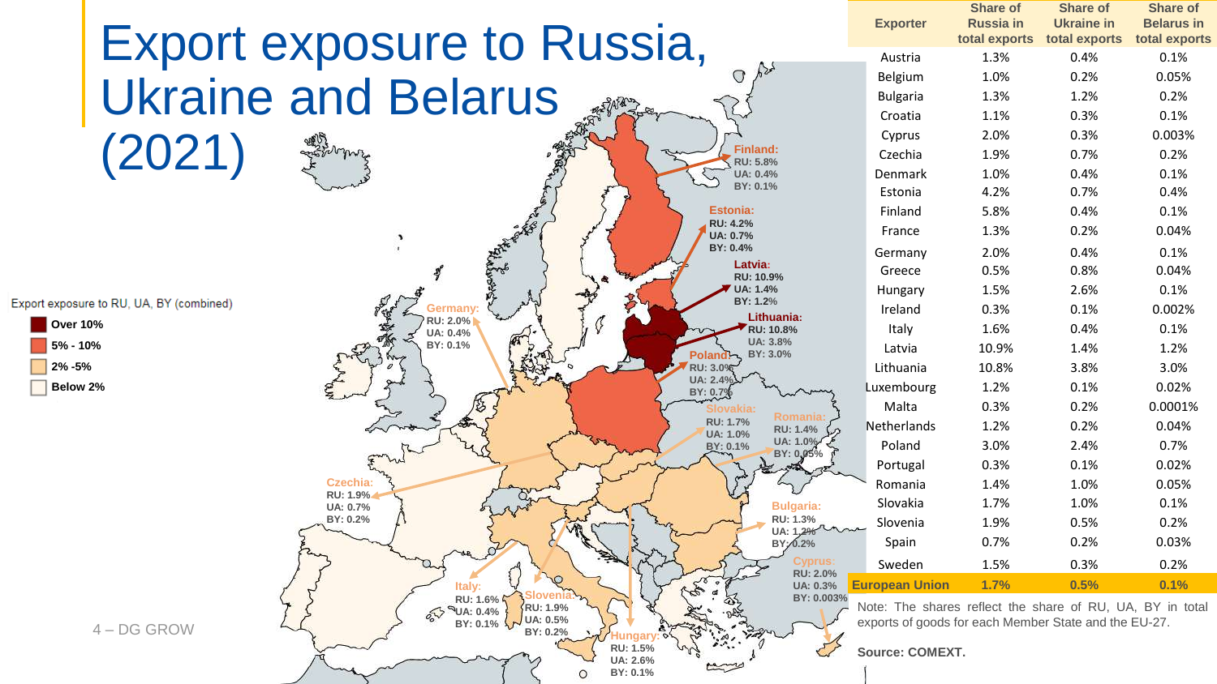# Export exposure to Russia, Ukraine and Belarus (2021)

Export exposure to RU, UA, BY (combined)

- Over 10%
- 5% - 10%
- 2% -5%
- Below 2%

**Finland:** RU: 5.8% UA: 0.4% BY: 0.1%

**Estonia:** RU: 4.2% UA: 0.7% BY: 0.4%

**Latvia:** RU: 10.9% UA: 1.4% BY: 1.2%

**Lithuania:** RU: 10.8% UA: 3.8% BY: 3.0%

**Germany:** RU: 2.0% UA: 0.4% BY: 0.1%

**Poland:** RU: 3.0% UA: 2.4% BY: 0.7%

**Slovakia:** RU: 1.7% UA: 1.0% BY: 0.1%

**Romania:** RU: 1.4% UA: 1.0% BY: 0.05%

**Czechia:** RU: 1.9% UA: 0.7% BY: 0.2%

**Bulgaria:** RU: 1.3% UA: 1.2% BY: 0.2%

**Cyprus:** RU: 2.0% UA: 0.3% BY: 0.003%

**Italy:** RU: 1.6% UA: 0.4% BY: 0.1%

**Slovenia:** RU: 1.9% UA: 0.5% BY: 0.2%

**Hungary:** RU: 1.5% UA: 2.6% BY: 0.1%

| Exporter | Share of Russia in total exports | Share of Ukraine in total exports | Share of Belarus in total exports |
|---|---|---|---|
| Austria | 1.3% | 0.4% | 0.1% |
| Belgium | 1.0% | 0.2% | 0.05% |
| Bulgaria | 1.3% | 1.2% | 0.2% |
| Croatia | 1.1% | 0.3% | 0.1% |
| Cyprus | 2.0% | 0.3% | 0.003% |
| Czechia | 1.9% | 0.7% | 0.2% |
| Denmark | 1.0% | 0.4% | 0.1% |
| Estonia | 4.2% | 0.7% | 0.4% |
| Finland | 5.8% | 0.4% | 0.1% |
| France | 1.3% | 0.2% | 0.04% |
| Germany | 2.0% | 0.4% | 0.1% |
| Greece | 0.5% | 0.8% | 0.04% |
| Hungary | 1.5% | 2.6% | 0.1% |
| Ireland | 0.3% | 0.1% | 0.002% |
| Italy | 1.6% | 0.4% | 0.1% |
| Latvia | 10.9% | 1.4% | 1.2% |
| Lithuania | 10.8% | 3.8% | 3.0% |
| Luxembourg | 1.2% | 0.1% | 0.02% |
| Malta | 0.3% | 0.2% | 0.0001% |
| Netherlands | 1.2% | 0.2% | 0.04% |
| Poland | 3.0% | 2.4% | 0.7% |
| Portugal | 0.3% | 0.1% | 0.02% |
| Romania | 1.4% | 1.0% | 0.05% |
| Slovakia | 1.7% | 1.0% | 0.1% |
| Slovenia | 1.9% | 0.5% | 0.2% |
| Spain | 0.7% | 0.2% | 0.03% |
| Sweden | 1.5% | 0.3% | 0.2% |
| **European Union** | **1.7%** | **0.5%** | **0.1%** |

Note: The shares reflect the share of RU, UA, BY in total exports of goods for each Member State and the EU-27.

**Source: COMEXT.**

4 – DG GROW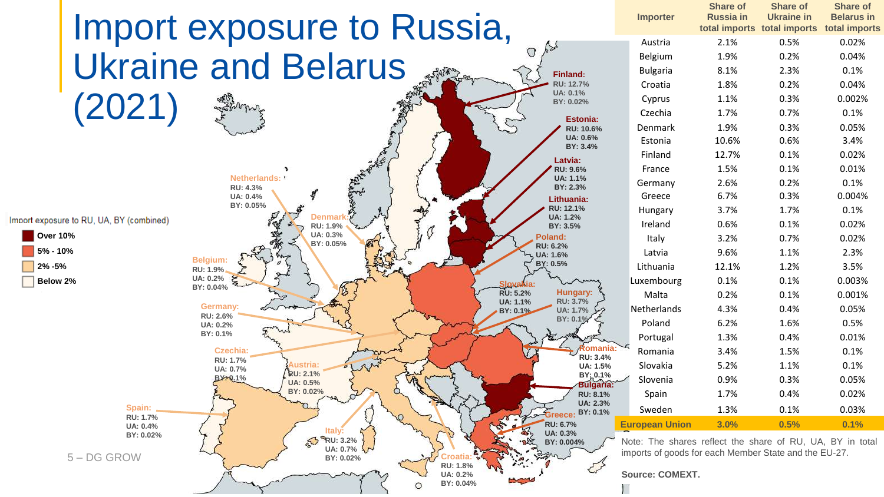# Import exposure to Russia, Ukraine and Belarus (2021)

Import exposure to RU, UA, BY (combined)

- Over 10%
- 5% - 10%
- 2% -5%
- Below 2%

**Finland:** RU: 12.7% UA: 0.1% BY: 0.02%

**Estonia:** RU: 10.6% UA: 0.6% BY: 3.4%

**Latvia:** RU: 9.6% UA: 1.1% BY: 2.3%

**Lithuania:** RU: 12.1% UA: 1.2% BY: 3.5%

**Poland:** RU: 6.2% UA: 1.6% BY: 0.5%

**Netherlands:** RU: 4.3% UA: 0.4% BY: 0.05%

**Denmark:** RU: 1.9% UA: 0.3% BY: 0.05%

**Belgium:** RU: 1.9% UA: 0.2% BY: 0.04%

**Slovakia:** RU: 5.2% UA: 1.1% BY: 0.1%

**Hungary:** RU: 3.7% UA: 1.7% BY: 0.1%

**Germany:** RU: 2.6% UA: 0.2% BY: 0.1%

**Czechia:** RU: 1.7% UA: 0.7% BY: 0.1%

**Austria:** RU: 2.1% UA: 0.5% BY: 0.02%

**Romania:** RU: 3.4% UA: 1.5% BY: 0.1%

**Bulgaria:** RU: 8.1% UA: 2.3% BY: 0.1%

**Spain:** RU: 1.7% UA: 0.4% BY: 0.02%

**Greece:** RU: 6.7% UA: 0.3% BY: 0.004%

**Italy:** RU: 3.2% UA: 0.7% BY: 0.02%

**Croatia:** RU: 1.8% UA: 0.2% BY: 0.04%

| Importer | Share of Russia in total imports | Share of Ukraine in total imports | Share of Belarus in total imports |
|---|---|---|---|
| Austria | 2.1% | 0.5% | 0.02% |
| Belgium | 1.9% | 0.2% | 0.04% |
| Bulgaria | 8.1% | 2.3% | 0.1% |
| Croatia | 1.8% | 0.2% | 0.04% |
| Cyprus | 1.1% | 0.3% | 0.002% |
| Czechia | 1.7% | 0.7% | 0.1% |
| Denmark | 1.9% | 0.3% | 0.05% |
| Estonia | 10.6% | 0.6% | 3.4% |
| Finland | 12.7% | 0.1% | 0.02% |
| France | 1.5% | 0.1% | 0.01% |
| Germany | 2.6% | 0.2% | 0.1% |
| Greece | 6.7% | 0.3% | 0.004% |
| Hungary | 3.7% | 1.7% | 0.1% |
| Ireland | 0.6% | 0.1% | 0.02% |
| Italy | 3.2% | 0.7% | 0.02% |
| Latvia | 9.6% | 1.1% | 2.3% |
| Lithuania | 12.1% | 1.2% | 3.5% |
| Luxembourg | 0.1% | 0.1% | 0.003% |
| Malta | 0.2% | 0.1% | 0.001% |
| Netherlands | 4.3% | 0.4% | 0.05% |
| Poland | 6.2% | 1.6% | 0.5% |
| Portugal | 1.3% | 0.4% | 0.01% |
| Romania | 3.4% | 1.5% | 0.1% |
| Slovakia | 5.2% | 1.1% | 0.1% |
| Slovenia | 0.9% | 0.3% | 0.05% |
| Spain | 1.7% | 0.4% | 0.02% |
| Sweden | 1.3% | 0.1% | 0.03% |
| **European Union** | **3.0%** | **0.5%** | **0.1%** |

Note: The shares reflect the share of RU, UA, BY in total imports of goods for each Member State and the EU-27.

**Source: COMEXT.**

5 – DG GROW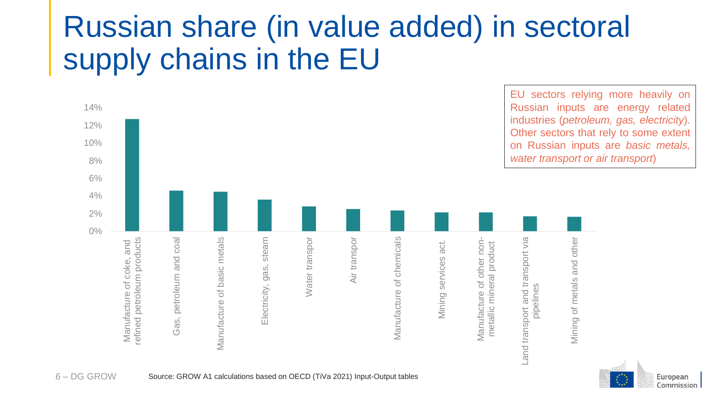# Russian share (in value added) in sectoral supply chains in the EU

| Sector | Russian share (approx.) |
| --- | --- |
| Manufacture of coke, and refined petroleum products | 12.7% |
| Gas, petroleum and coal | 4.6% |
| Manufacture of basic metals | 4.5% |
| Electricity, gas, steam | 3.6% |
| Water transpor | 2.8% |
| Air transpor | 2.5% |
| Manufacture of chemicals | 2.3% |
| Mining services act. | 2.1% |
| Manufacture of other non-metallic mineral product | 2.1% |
| Land transport and transport via pipelines | 1.7% |
| Mining of metals and other | 1.6% |

EU sectors relying more heavily on Russian inputs are energy related industries (*petroleum, gas, electricity*). Other sectors that rely to some extent on Russian inputs are *basic metals, water transport or air transport*)

Source: GROW A1 calculations based on OECD (TiVa 2021) Input-Output tables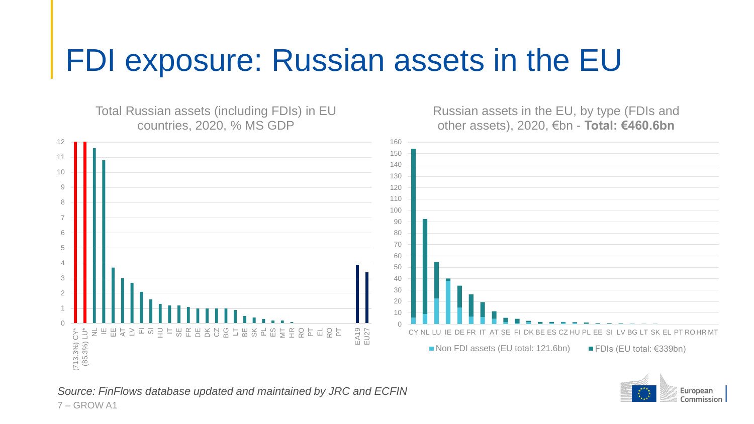# FDI exposure: Russian assets in the EU

Total Russian assets (including FDIs) in EU countries, 2020, % MS GDP

Russian assets in the EU, by type (FDIs and other assets), 2020, €bn - **Total: €460.6bn**

Non FDI assets (EU total: 121.6bn)　FDIs (EU total: €339bn)

*Source: FinFlows database updated and maintained by JRC and ECFIN*

7 – GROW A1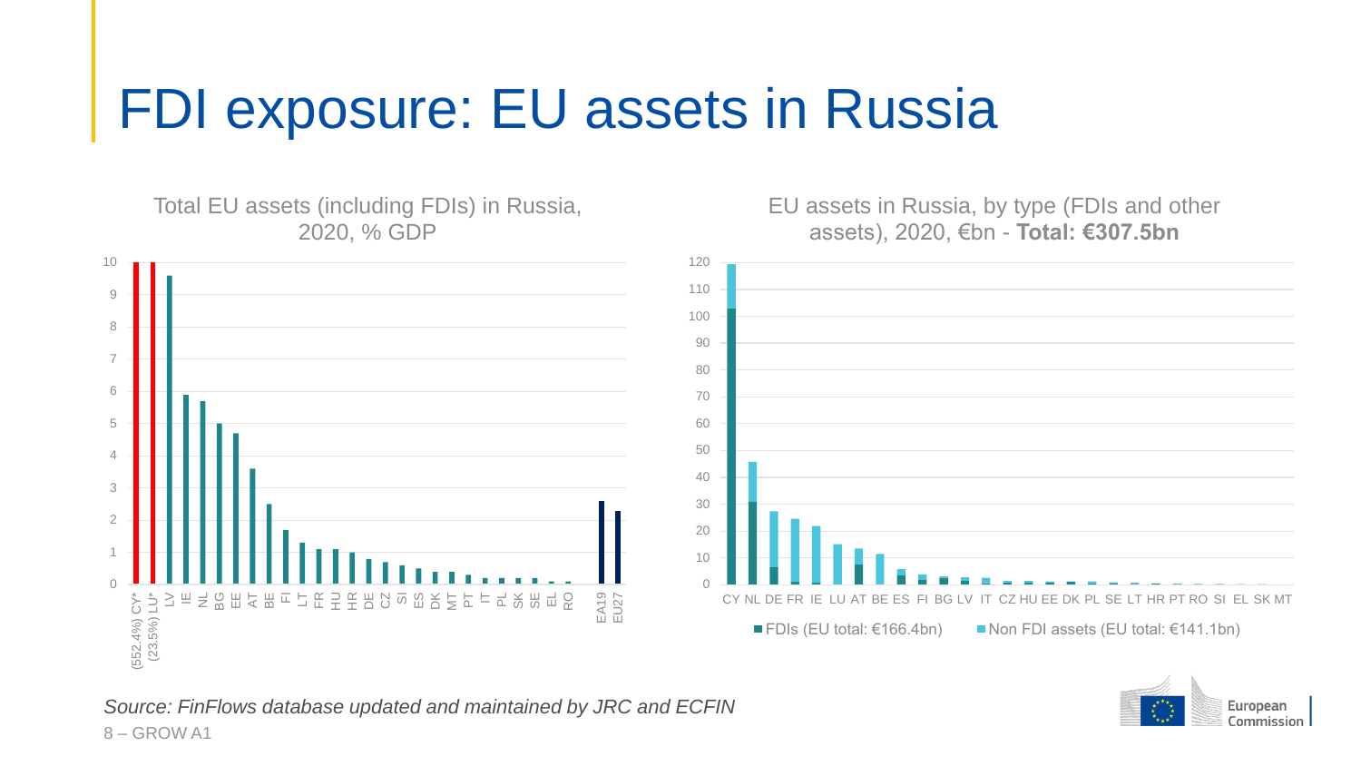# FDI exposure: EU assets in Russia

**Total EU assets (including FDIs) in Russia, 2020, % GDP**

CY* (552.4%), LU* (23.5%), LV, IE, NL, BG, EE, AT, BE, FI, LT, FR, HU, HR, DE, CZ, SI, ES, DK, MT, PT, IT, PL, SK, SE, EL, RO, EA19, EU27

**EU assets in Russia, by type (FDIs and other assets), 2020, €bn - Total: €307.5bn**

CY NL DE FR IE LU AT BE ES FI BG LV IT CZ HU EE DK PL SE LT HR PT RO SI EL SK MT

- FDIs (EU total: €166.4bn)
- Non FDI assets (EU total: €141.1bn)

*Source: FinFlows database updated and maintained by JRC and ECFIN*

8 – GROW A1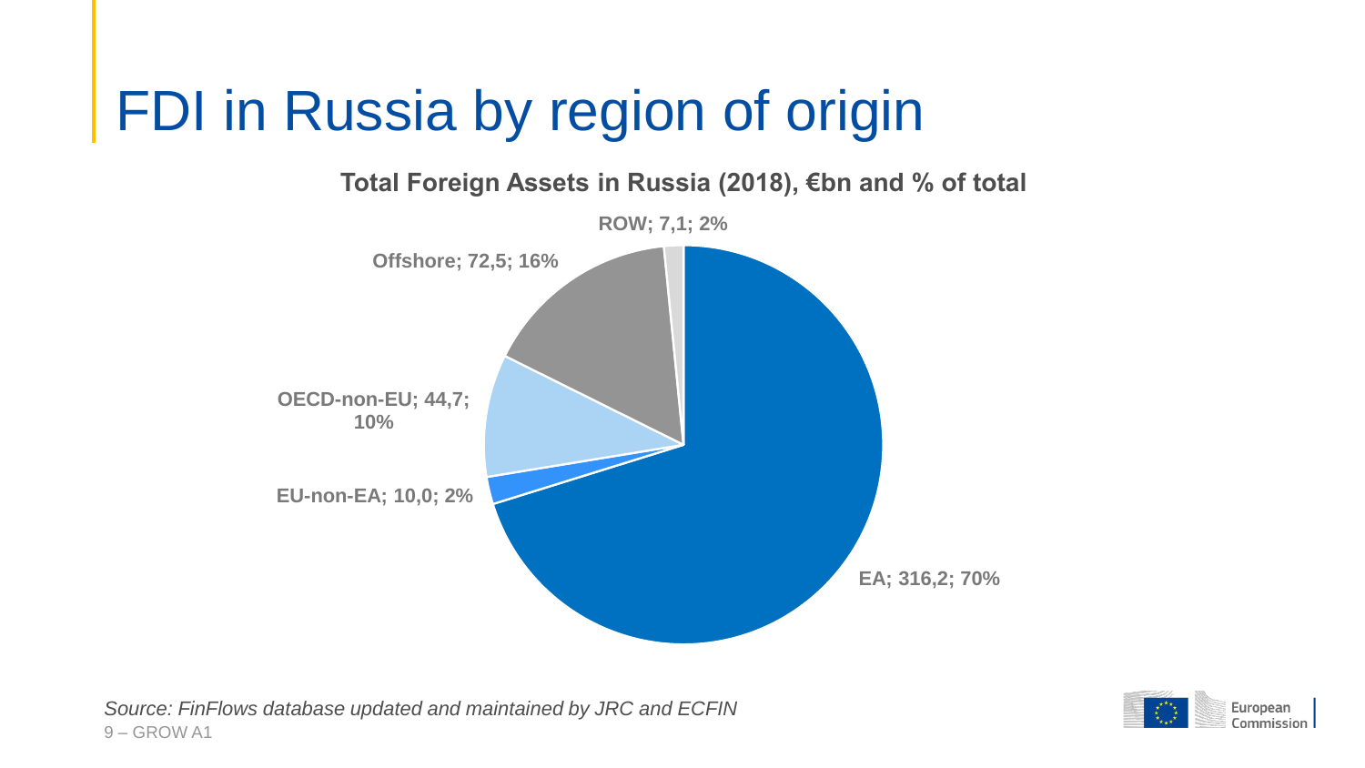# FDI in Russia by region of origin

**Total Foreign Assets in Russia (2018), €bn and % of total**

| Region | €bn | % of total |
| --- | --- | --- |
| EA | 316,2 | 70% |
| EU-non-EA | 10,0 | 2% |
| OECD-non-EU | 44,7 | 10% |
| Offshore | 72,5 | 16% |
| ROW | 7,1 | 2% |

*Source: FinFlows database updated and maintained by JRC and ECFIN*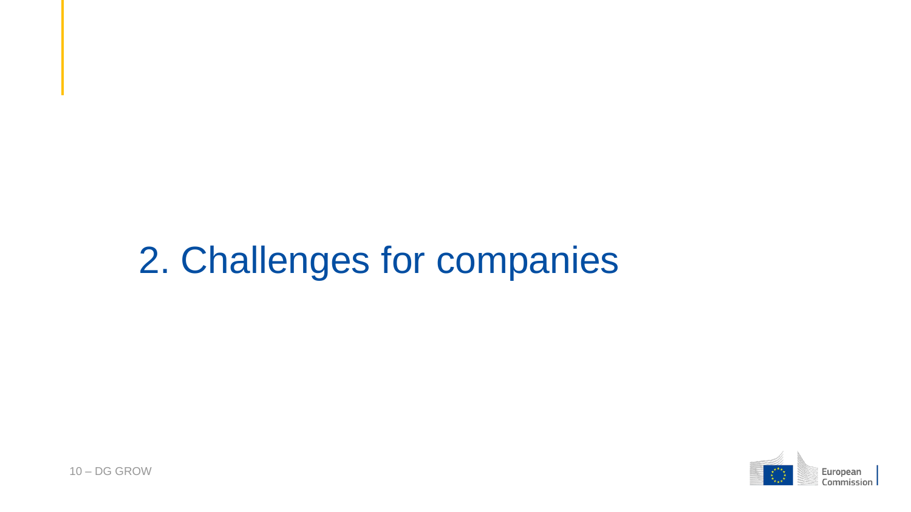# 2. Challenges for companies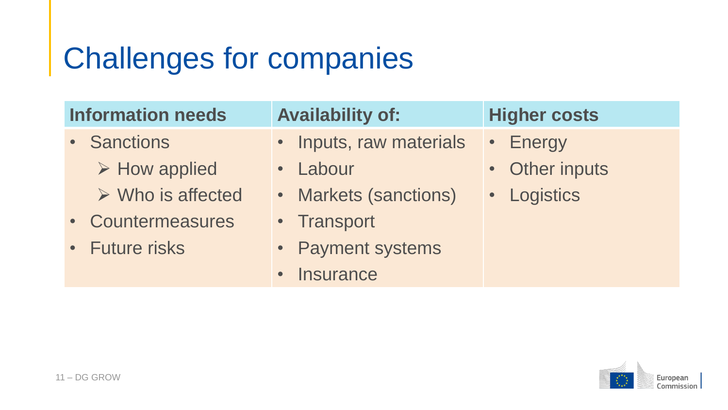# Challenges for companies

| Information needs | Availability of: | Higher costs |
|---|---|---|
| • Sanctions<br>➢ How applied<br>➢ Who is affected<br>• Countermeasures<br>• Future risks | • Inputs, raw materials<br>• Labour<br>• Markets (sanctions)<br>• Transport<br>• Payment systems<br>• Insurance | • Energy<br>• Other inputs<br>• Logistics |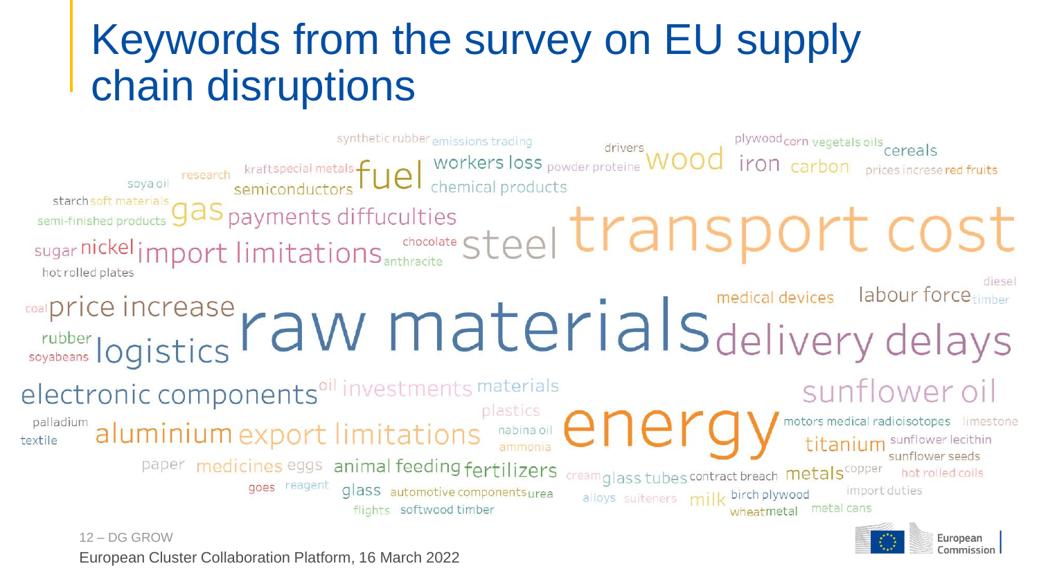# Keywords from the survey on EU supply chain disruptions

synthetic rubber emissions trading drivers wood plywood corn vegetals oils cereals

soya oil research kraft special metals fuel workers loss powder proteine iron carbon prices increse red fruits

starch soft materials semiconductors chemical products

semi-finished products gas payments diffuculties

sugar nickel import limitations chocolate anthracite steel transport cost

hot rolled plates

diesel

coal price increase medical devices labour force timber

rubber soyabeans logistics raw materials delivery delays

electronic components oil investments materials sunflower oil

palladium textile plastics

aluminium export limitations nabina oil ammonia energy motors medical radioisotopes limestone

titanium sunflower lecithin sunflower seeds

paper medicines eggs animal feeding fertilizers cream glass tubes contract breach metals copper hot rolled coils

goes reagent glass automotive components urea alloys suiteners milk birch plywood import duties

flights softwood timber wheatmetal metal cans

12 – DG GROW

European Cluster Collaboration Platform, 16 March 2022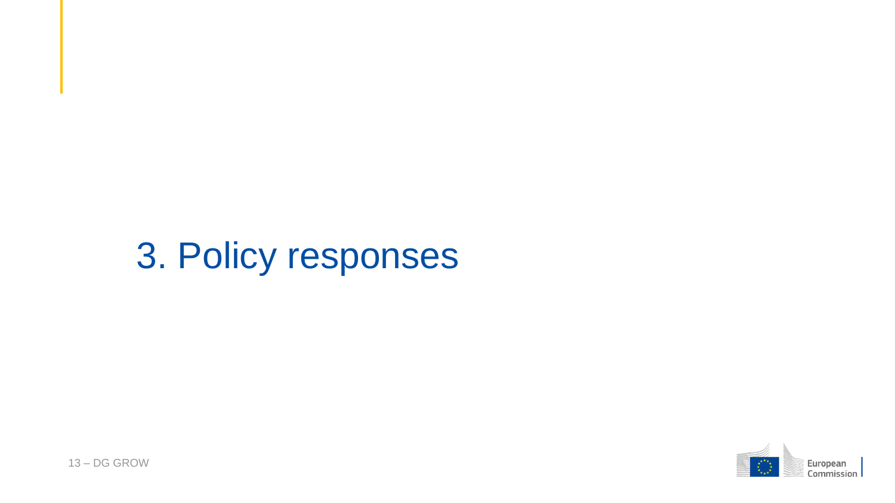# 3. Policy responses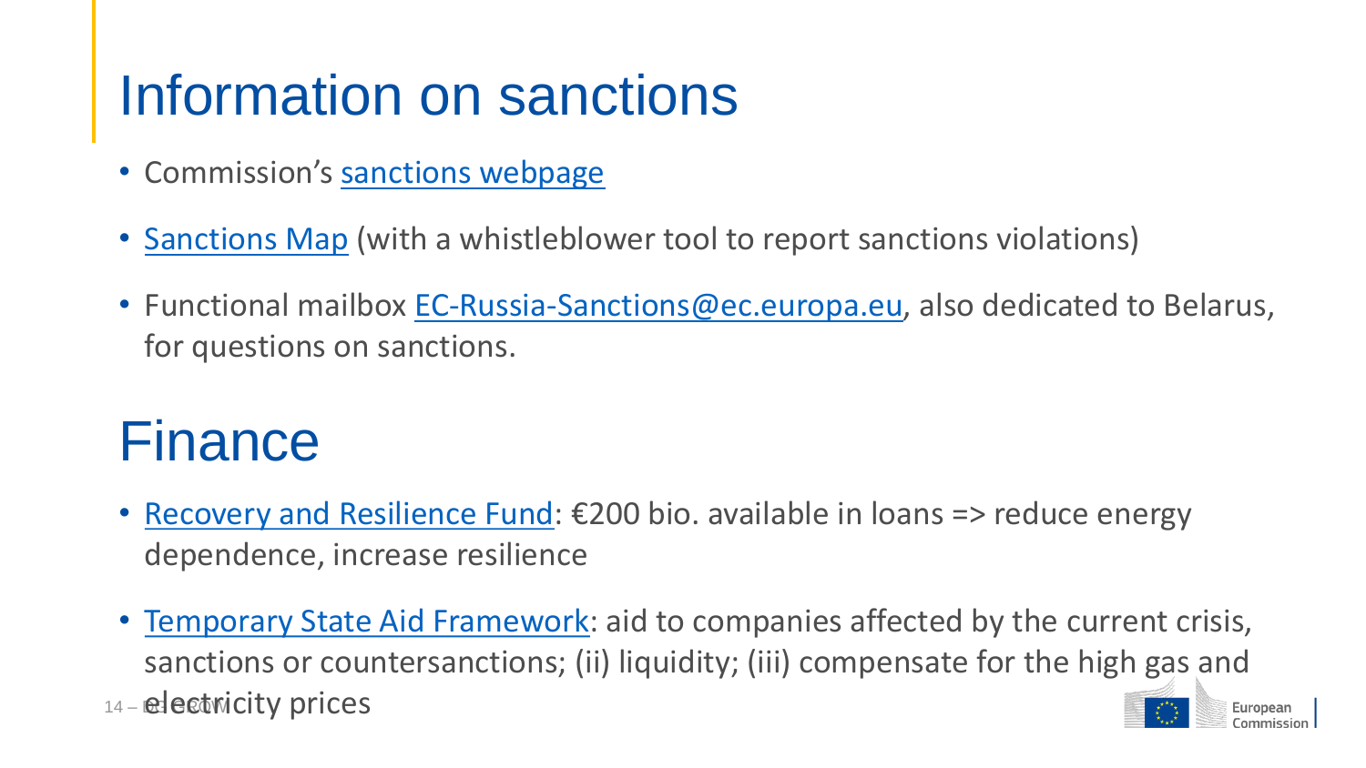# Information on sanctions

- Commission's sanctions webpage
- Sanctions Map (with a whistleblower tool to report sanctions violations)
- Functional mailbox EC-Russia-Sanctions@ec.europa.eu, also dedicated to Belarus, for questions on sanctions.

# Finance

- Recovery and Resilience Fund: €200 bio. available in loans => reduce energy dependence, increase resilience
- Temporary State Aid Framework: aid to companies affected by the current crisis, sanctions or countersanctions; (ii) liquidity; (iii) compensate for the high gas and electricity prices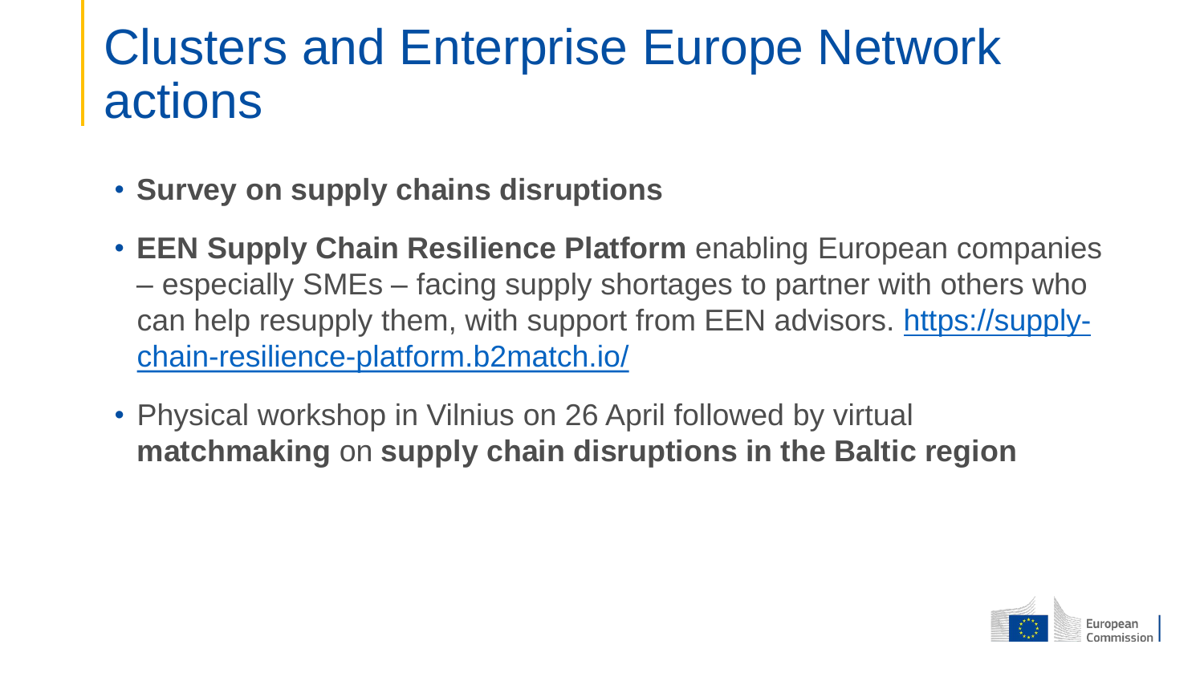# Clusters and Enterprise Europe Network actions

- **Survey on supply chains disruptions**
- **EEN Supply Chain Resilience Platform** enabling European companies – especially SMEs – facing supply shortages to partner with others who can help resupply them, with support from EEN advisors. [https://supply-chain-resilience-platform.b2match.io/](https://supply-chain-resilience-platform.b2match.io/)
- Physical workshop in Vilnius on 26 April followed by virtual **matchmaking** on **supply chain disruptions in the Baltic region**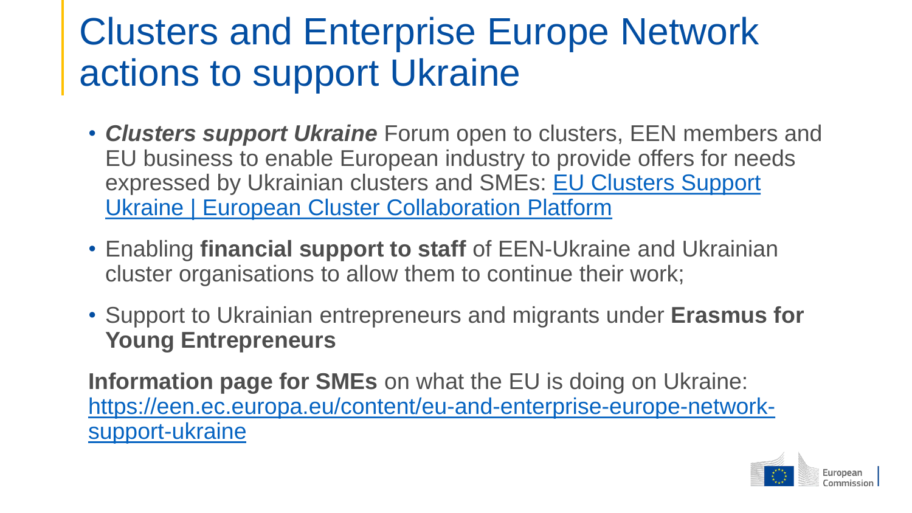# Clusters and Enterprise Europe Network actions to support Ukraine

- ***Clusters support Ukraine*** Forum open to clusters, EEN members and EU business to enable European industry to provide offers for needs expressed by Ukrainian clusters and SMEs: EU Clusters Support Ukraine | European Cluster Collaboration Platform
- Enabling **financial support to staff** of EEN-Ukraine and Ukrainian cluster organisations to allow them to continue their work;
- Support to Ukrainian entrepreneurs and migrants under **Erasmus for Young Entrepreneurs**

**Information page for SMEs** on what the EU is doing on Ukraine: https://een.ec.europa.eu/content/eu-and-enterprise-europe-network-support-ukraine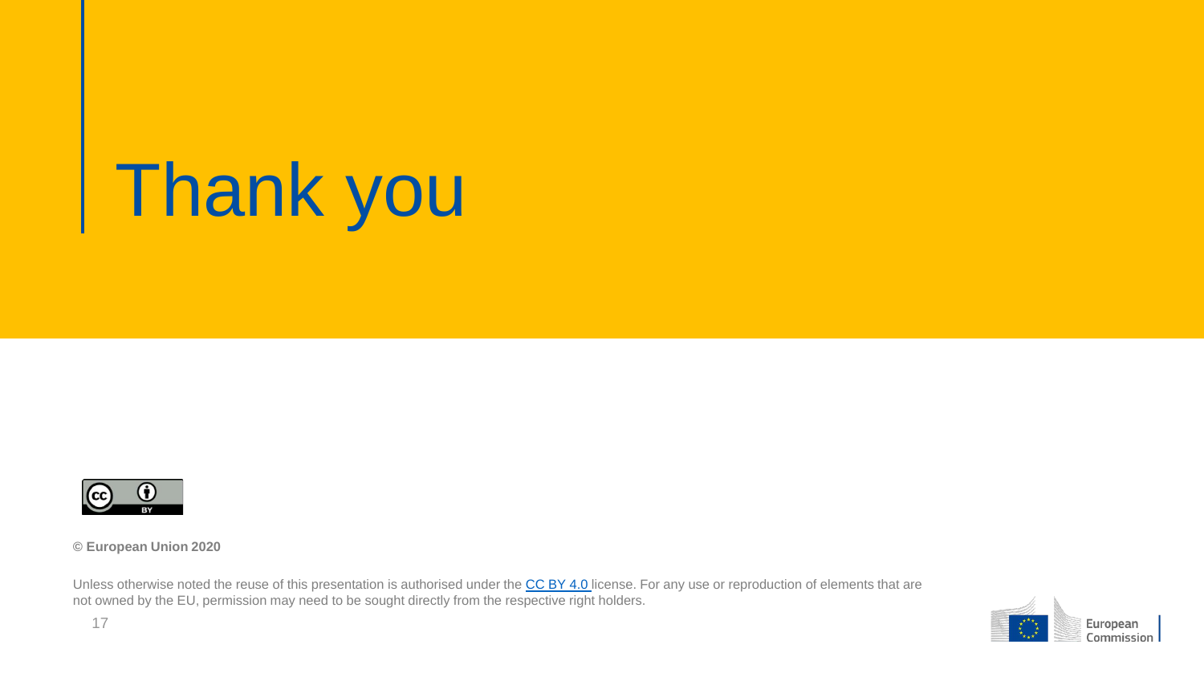# Thank you

**© European Union 2020**

Unless otherwise noted the reuse of this presentation is authorised under the CC BY 4.0 license. For any use or reproduction of elements that are not owned by the EU, permission may need to be sought directly from the respective right holders.